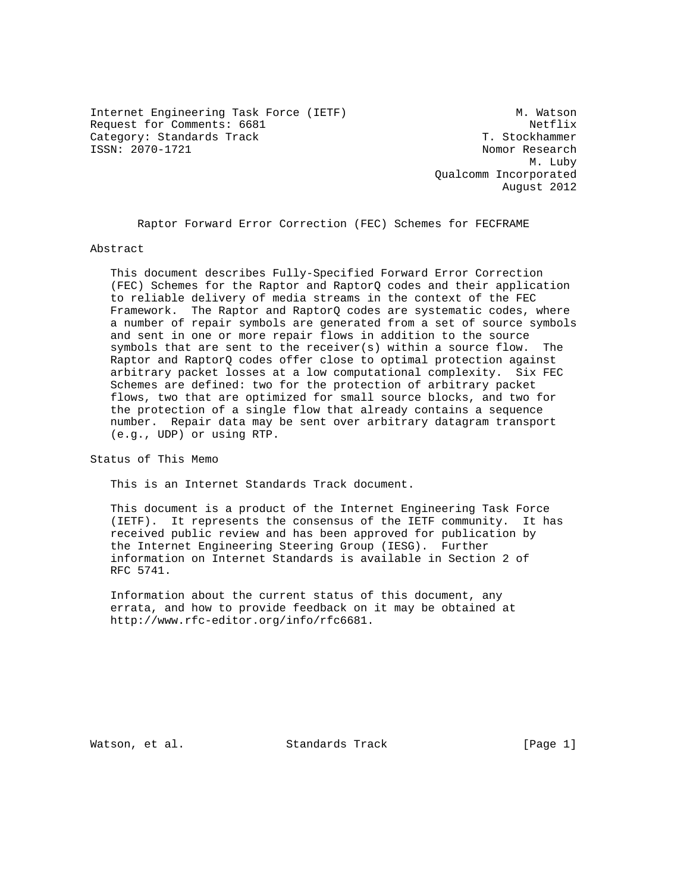Internet Engineering Task Force (IETF) M. Watson
Request for Comments: 6681 Netflix
Category: Standards Track T. Stockhammer
ISSN: 2070-1721 Nomor Research
M. Luby
Qualcomm Incorporated
August 2012

# Raptor Forward Error Correction (FEC) Schemes for FECFRAME

## Abstract

This document describes Fully-Specified Forward Error Correction (FEC) Schemes for the Raptor and RaptorQ codes and their application to reliable delivery of media streams in the context of the FEC Framework. The Raptor and RaptorQ codes are systematic codes, where a number of repair symbols are generated from a set of source symbols and sent in one or more repair flows in addition to the source symbols that are sent to the receiver(s) within a source flow. The Raptor and RaptorQ codes offer close to optimal protection against arbitrary packet losses at a low computational complexity. Six FEC Schemes are defined: two for the protection of arbitrary packet flows, two that are optimized for small source blocks, and two for the protection of a single flow that already contains a sequence number. Repair data may be sent over arbitrary datagram transport (e.g., UDP) or using RTP.

## Status of This Memo

This is an Internet Standards Track document.

This document is a product of the Internet Engineering Task Force (IETF). It represents the consensus of the IETF community. It has received public review and has been approved for publication by the Internet Engineering Steering Group (IESG). Further information on Internet Standards is available in Section 2 of RFC 5741.

Information about the current status of this document, any errata, and how to provide feedback on it may be obtained at http://www.rfc-editor.org/info/rfc6681.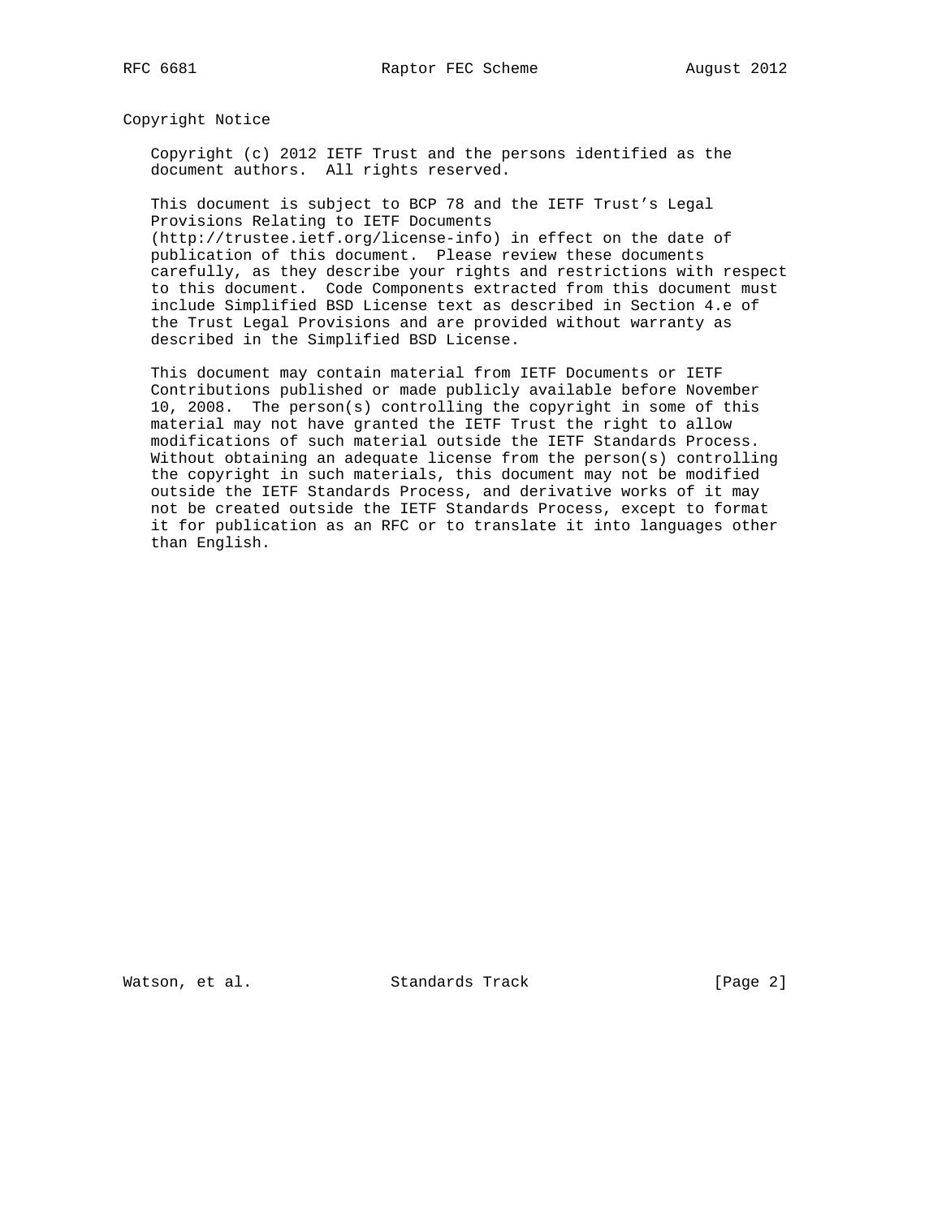## Copyright Notice

Copyright (c) 2012 IETF Trust and the persons identified as the document authors. All rights reserved.

This document is subject to BCP 78 and the IETF Trust's Legal Provisions Relating to IETF Documents (http://trustee.ietf.org/license-info) in effect on the date of publication of this document. Please review these documents carefully, as they describe your rights and restrictions with respect to this document. Code Components extracted from this document must include Simplified BSD License text as described in Section 4.e of the Trust Legal Provisions and are provided without warranty as described in the Simplified BSD License.

This document may contain material from IETF Documents or IETF Contributions published or made publicly available before November 10, 2008. The person(s) controlling the copyright in some of this material may not have granted the IETF Trust the right to allow modifications of such material outside the IETF Standards Process. Without obtaining an adequate license from the person(s) controlling the copyright in such materials, this document may not be modified outside the IETF Standards Process, and derivative works of it may not be created outside the IETF Standards Process, except to format it for publication as an RFC or to translate it into languages other than English.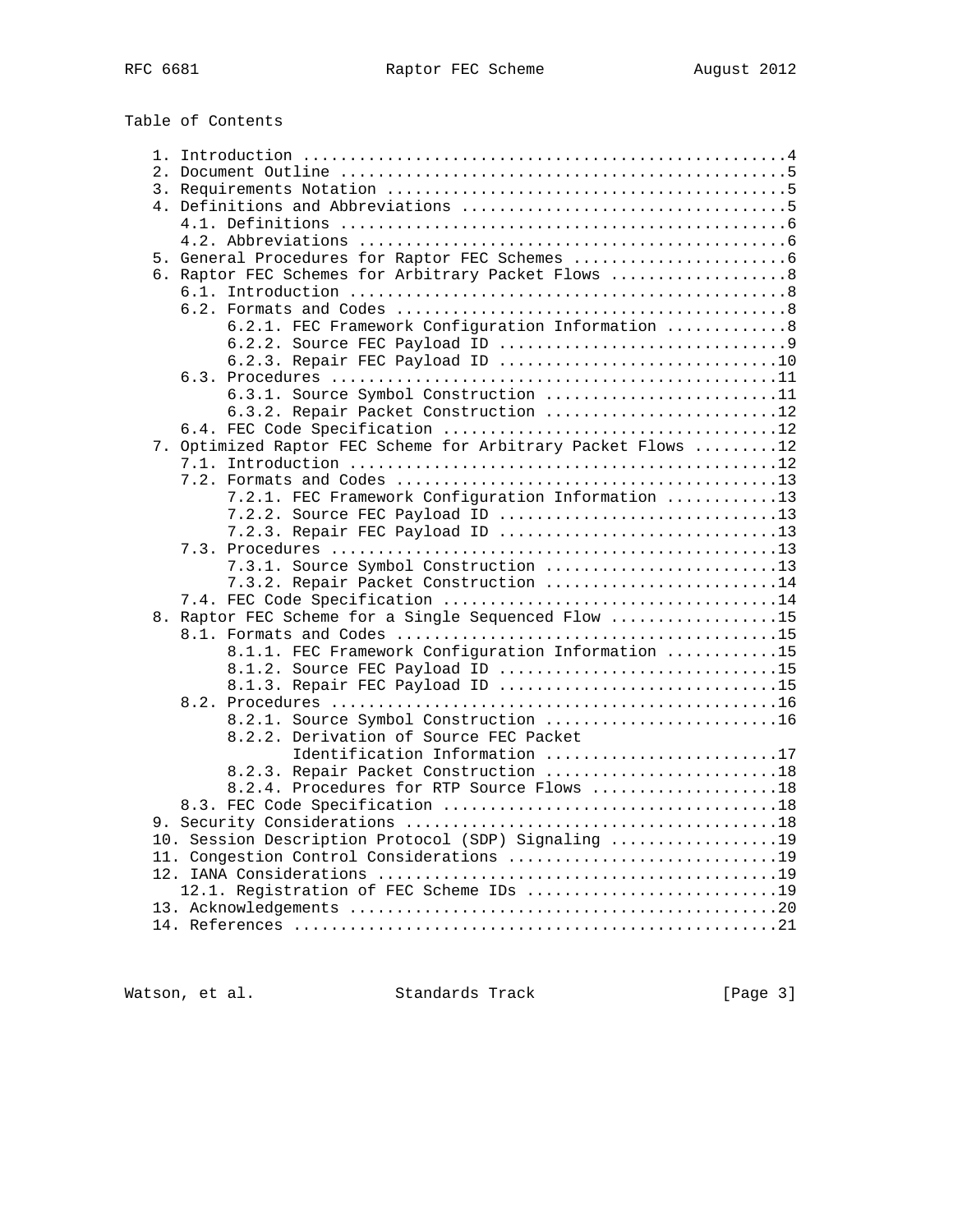## Table of Contents

```
   1. Introduction ....................................................4
   2. Document Outline ................................................5
   3. Requirements Notation ...........................................5
   4. Definitions and Abbreviations ...................................5
      4.1. Definitions ................................................6
      4.2. Abbreviations ..............................................6
   5. General Procedures for Raptor FEC Schemes .......................6
   6. Raptor FEC Schemes for Arbitrary Packet Flows ...................8
      6.1. Introduction ...............................................8
      6.2. Formats and Codes ..........................................8
           6.2.1. FEC Framework Configuration Information .............8
           6.2.2. Source FEC Payload ID ...............................9
           6.2.3. Repair FEC Payload ID ..............................10
      6.3. Procedures ................................................11
           6.3.1. Source Symbol Construction .........................11
           6.3.2. Repair Packet Construction .........................12
      6.4. FEC Code Specification ....................................12
   7. Optimized Raptor FEC Scheme for Arbitrary Packet Flows .........12
      7.1. Introduction ..............................................12
      7.2. Formats and Codes .........................................13
           7.2.1. FEC Framework Configuration Information ............13
           7.2.2. Source FEC Payload ID ..............................13
           7.2.3. Repair FEC Payload ID ..............................13
      7.3. Procedures ................................................13
           7.3.1. Source Symbol Construction .........................13
           7.3.2. Repair Packet Construction .........................14
      7.4. FEC Code Specification ....................................14
   8. Raptor FEC Scheme for a Single Sequenced Flow ..................15
      8.1. Formats and Codes .........................................15
           8.1.1. FEC Framework Configuration Information ............15
           8.1.2. Source FEC Payload ID ..............................15
           8.1.3. Repair FEC Payload ID ..............................15
      8.2. Procedures ................................................16
           8.2.1. Source Symbol Construction .........................16
           8.2.2. Derivation of Source FEC Packet
                  Identification Information .........................17
           8.2.3. Repair Packet Construction .........................18
           8.2.4. Procedures for RTP Source Flows ....................18
      8.3. FEC Code Specification ....................................18
   9. Security Considerations ........................................18
   10. Session Description Protocol (SDP) Signaling ..................19
   11. Congestion Control Considerations .............................19
   12. IANA Considerations ...........................................19
      12.1. Registration of FEC Scheme IDs ...........................19
   13. Acknowledgements ..............................................20
   14. References ....................................................21
```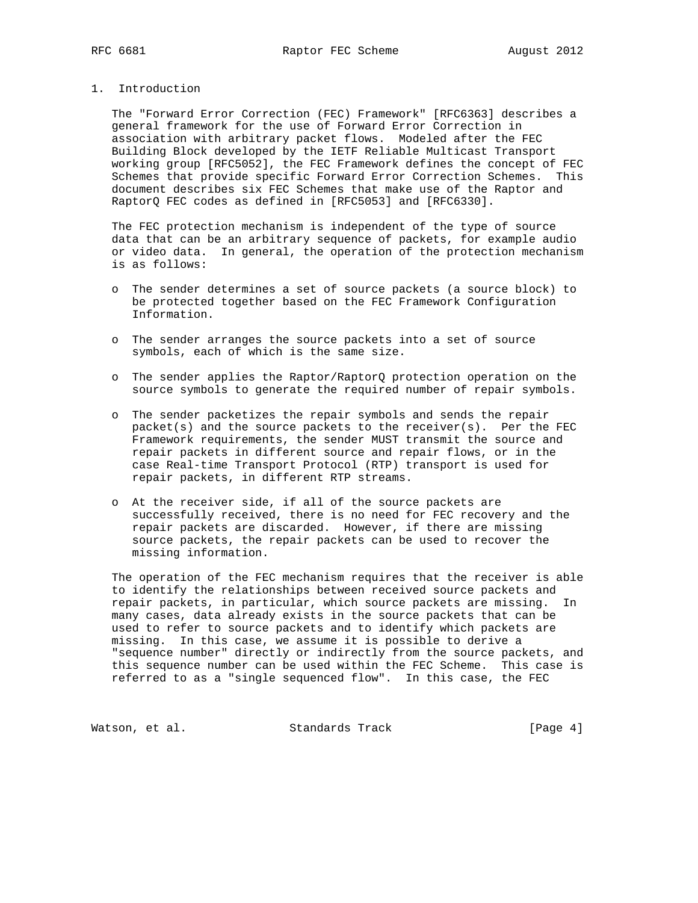## 1. Introduction

The "Forward Error Correction (FEC) Framework" [RFC6363] describes a general framework for the use of Forward Error Correction in association with arbitrary packet flows. Modeled after the FEC Building Block developed by the IETF Reliable Multicast Transport working group [RFC5052], the FEC Framework defines the concept of FEC Schemes that provide specific Forward Error Correction Schemes. This document describes six FEC Schemes that make use of the Raptor and RaptorQ FEC codes as defined in [RFC5053] and [RFC6330].

The FEC protection mechanism is independent of the type of source data that can be an arbitrary sequence of packets, for example audio or video data. In general, the operation of the protection mechanism is as follows:

- The sender determines a set of source packets (a source block) to be protected together based on the FEC Framework Configuration Information.
- The sender arranges the source packets into a set of source symbols, each of which is the same size.
- The sender applies the Raptor/RaptorQ protection operation on the source symbols to generate the required number of repair symbols.
- The sender packetizes the repair symbols and sends the repair packet(s) and the source packets to the receiver(s). Per the FEC Framework requirements, the sender MUST transmit the source and repair packets in different source and repair flows, or in the case Real-time Transport Protocol (RTP) transport is used for repair packets, in different RTP streams.
- At the receiver side, if all of the source packets are successfully received, there is no need for FEC recovery and the repair packets are discarded. However, if there are missing source packets, the repair packets can be used to recover the missing information.

The operation of the FEC mechanism requires that the receiver is able to identify the relationships between received source packets and repair packets, in particular, which source packets are missing. In many cases, data already exists in the source packets that can be used to refer to source packets and to identify which packets are missing. In this case, we assume it is possible to derive a "sequence number" directly or indirectly from the source packets, and this sequence number can be used within the FEC Scheme. This case is referred to as a "single sequenced flow". In this case, the FEC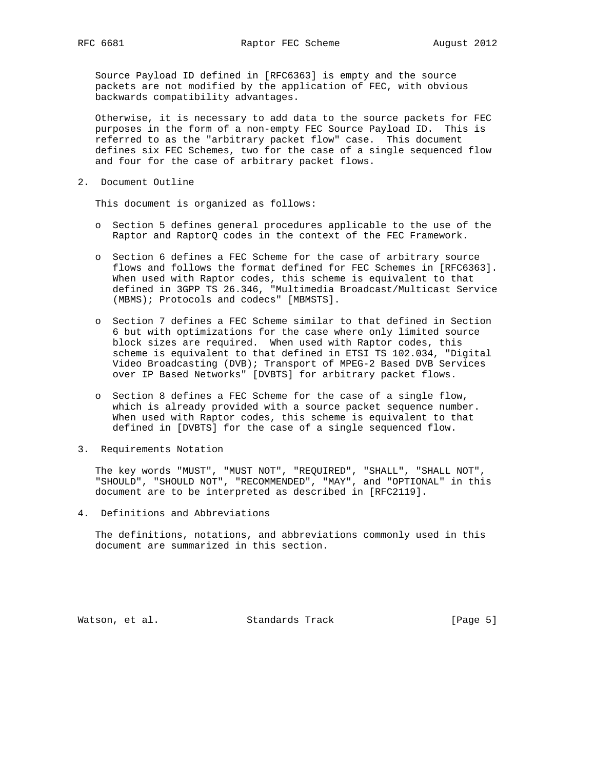Source Payload ID defined in [RFC6363] is empty and the source packets are not modified by the application of FEC, with obvious backwards compatibility advantages.

Otherwise, it is necessary to add data to the source packets for FEC purposes in the form of a non-empty FEC Source Payload ID. This is referred to as the "arbitrary packet flow" case. This document defines six FEC Schemes, two for the case of a single sequenced flow and four for the case of arbitrary packet flows.

## 2. Document Outline

This document is organized as follows:

- Section 5 defines general procedures applicable to the use of the Raptor and RaptorQ codes in the context of the FEC Framework.

- Section 6 defines a FEC Scheme for the case of arbitrary source flows and follows the format defined for FEC Schemes in [RFC6363]. When used with Raptor codes, this scheme is equivalent to that defined in 3GPP TS 26.346, "Multimedia Broadcast/Multicast Service (MBMS); Protocols and codecs" [MBMSTS].

- Section 7 defines a FEC Scheme similar to that defined in Section 6 but with optimizations for the case where only limited source block sizes are required. When used with Raptor codes, this scheme is equivalent to that defined in ETSI TS 102.034, "Digital Video Broadcasting (DVB); Transport of MPEG-2 Based DVB Services over IP Based Networks" [DVBTS] for arbitrary packet flows.

- Section 8 defines a FEC Scheme for the case of a single flow, which is already provided with a source packet sequence number. When used with Raptor codes, this scheme is equivalent to that defined in [DVBTS] for the case of a single sequenced flow.

## 3. Requirements Notation

The key words "MUST", "MUST NOT", "REQUIRED", "SHALL", "SHALL NOT", "SHOULD", "SHOULD NOT", "RECOMMENDED", "MAY", and "OPTIONAL" in this document are to be interpreted as described in [RFC2119].

## 4. Definitions and Abbreviations

The definitions, notations, and abbreviations commonly used in this document are summarized in this section.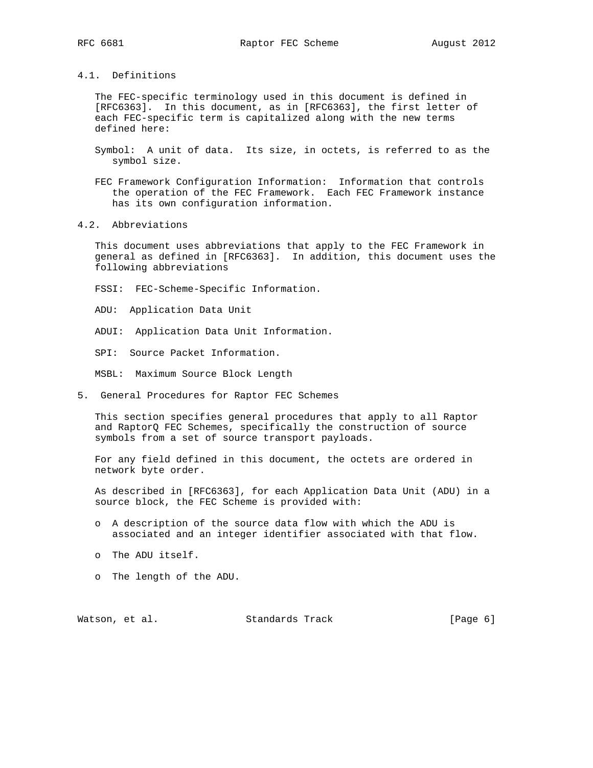### 4.1. Definitions

The FEC-specific terminology used in this document is defined in [RFC6363]. In this document, as in [RFC6363], the first letter of each FEC-specific term is capitalized along with the new terms defined here:

Symbol: A unit of data. Its size, in octets, is referred to as the symbol size.

FEC Framework Configuration Information: Information that controls the operation of the FEC Framework. Each FEC Framework instance has its own configuration information.

### 4.2. Abbreviations

This document uses abbreviations that apply to the FEC Framework in general as defined in [RFC6363]. In addition, this document uses the following abbreviations

FSSI: FEC-Scheme-Specific Information.

ADU: Application Data Unit

ADUI: Application Data Unit Information.

SPI: Source Packet Information.

MSBL: Maximum Source Block Length

## 5. General Procedures for Raptor FEC Schemes

This section specifies general procedures that apply to all Raptor and RaptorQ FEC Schemes, specifically the construction of source symbols from a set of source transport payloads.

For any field defined in this document, the octets are ordered in network byte order.

As described in [RFC6363], for each Application Data Unit (ADU) in a source block, the FEC Scheme is provided with:

- A description of the source data flow with which the ADU is associated and an integer identifier associated with that flow.
- The ADU itself.
- The length of the ADU.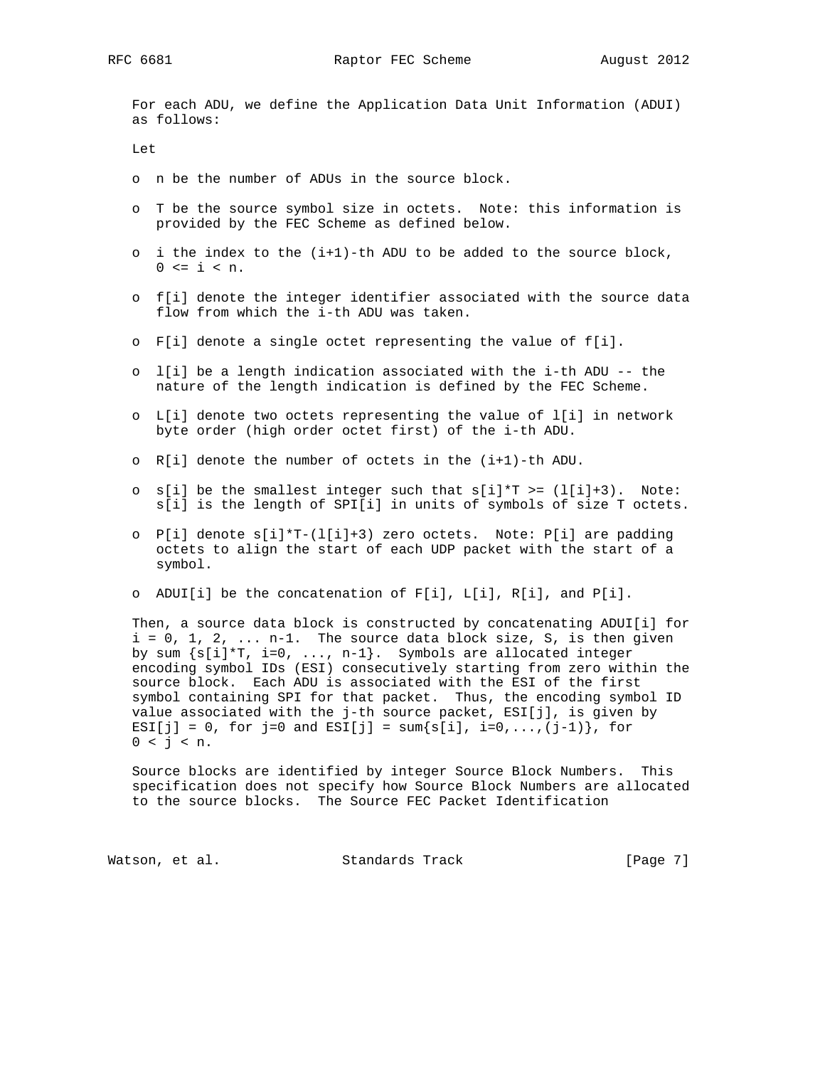For each ADU, we define the Application Data Unit Information (ADUI) as follows:

Let

- n be the number of ADUs in the source block.
- T be the source symbol size in octets. Note: this information is provided by the FEC Scheme as defined below.
- i the index to the (i+1)-th ADU to be added to the source block, $0 <= i < n$.
- f[i] denote the integer identifier associated with the source data flow from which the i-th ADU was taken.
- F[i] denote a single octet representing the value of f[i].
- l[i] be a length indication associated with the i-th ADU -- the nature of the length indication is defined by the FEC Scheme.
- L[i] denote two octets representing the value of l[i] in network byte order (high order octet first) of the i-th ADU.
- R[i] denote the number of octets in the (i+1)-th ADU.
- s[i] be the smallest integer such that $s[i]*T >= (l[i]+3)$. Note: s[i] is the length of SPI[i] in units of symbols of size T octets.
- P[i] denote $s[i]*T-(l[i]+3)$ zero octets. Note: P[i] are padding octets to align the start of each UDP packet with the start of a symbol.
- ADUI[i] be the concatenation of F[i], L[i], R[i], and P[i].

Then, a source data block is constructed by concatenating ADUI[i] for i = 0, 1, 2, ... n-1. The source data block size, S, is then given by sum {s[i]*T, i=0, ..., n-1}. Symbols are allocated integer encoding symbol IDs (ESI) consecutively starting from zero within the source block. Each ADU is associated with the ESI of the first symbol containing SPI for that packet. Thus, the encoding symbol ID value associated with the j-th source packet, ESI[j], is given by ESI[j] = 0, for j=0 and ESI[j] = sum{s[i], i=0,...,(j-1)}, for $0 < j < n$.

Source blocks are identified by integer Source Block Numbers. This specification does not specify how Source Block Numbers are allocated to the source blocks. The Source FEC Packet Identification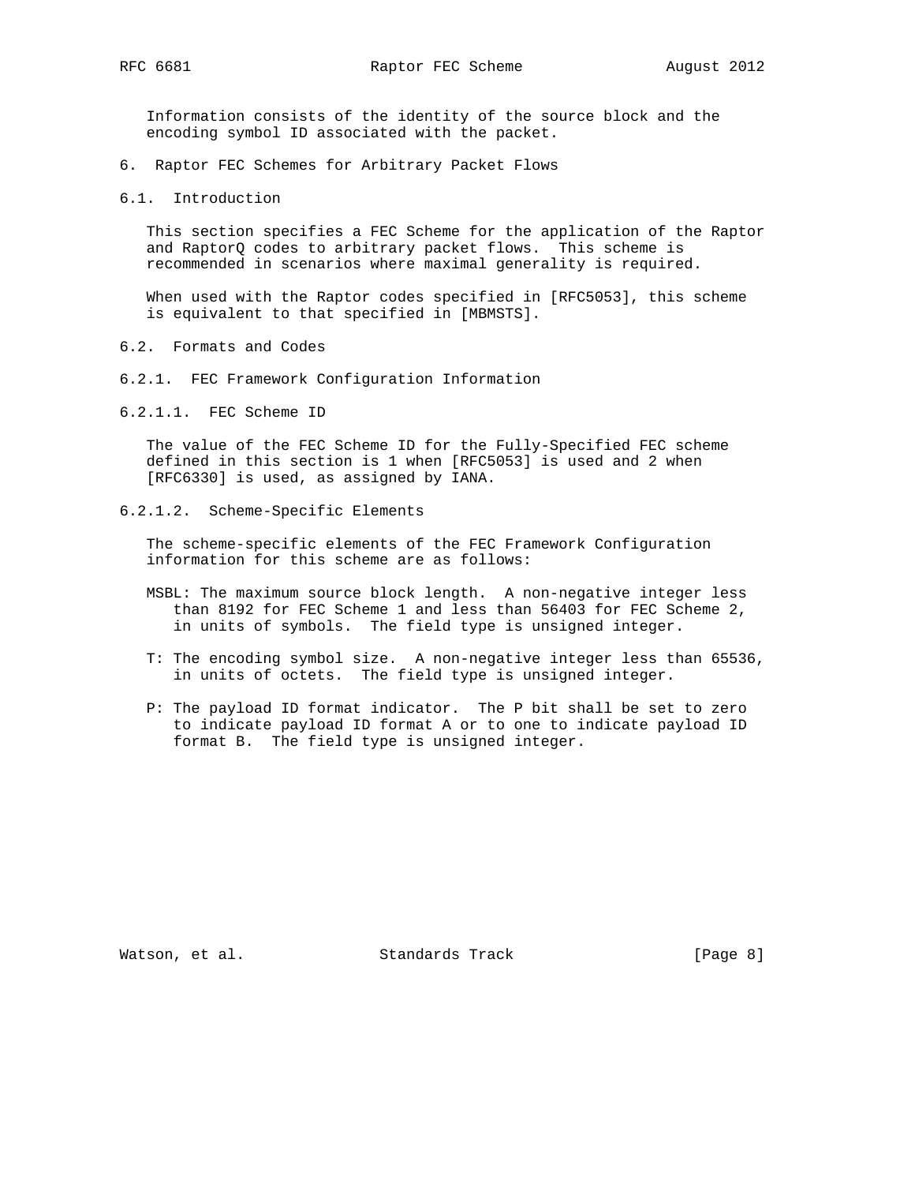Information consists of the identity of the source block and the encoding symbol ID associated with the packet.

# 6. Raptor FEC Schemes for Arbitrary Packet Flows

## 6.1. Introduction

This section specifies a FEC Scheme for the application of the Raptor and RaptorQ codes to arbitrary packet flows. This scheme is recommended in scenarios where maximal generality is required.

When used with the Raptor codes specified in [RFC5053], this scheme is equivalent to that specified in [MBMSTS].

## 6.2. Formats and Codes

### 6.2.1. FEC Framework Configuration Information

#### 6.2.1.1. FEC Scheme ID

The value of the FEC Scheme ID for the Fully-Specified FEC scheme defined in this section is 1 when [RFC5053] is used and 2 when [RFC6330] is used, as assigned by IANA.

#### 6.2.1.2. Scheme-Specific Elements

The scheme-specific elements of the FEC Framework Configuration information for this scheme are as follows:

MSBL: The maximum source block length. A non-negative integer less than 8192 for FEC Scheme 1 and less than 56403 for FEC Scheme 2, in units of symbols. The field type is unsigned integer.

T: The encoding symbol size. A non-negative integer less than 65536, in units of octets. The field type is unsigned integer.

P: The payload ID format indicator. The P bit shall be set to zero to indicate payload ID format A or to one to indicate payload ID format B. The field type is unsigned integer.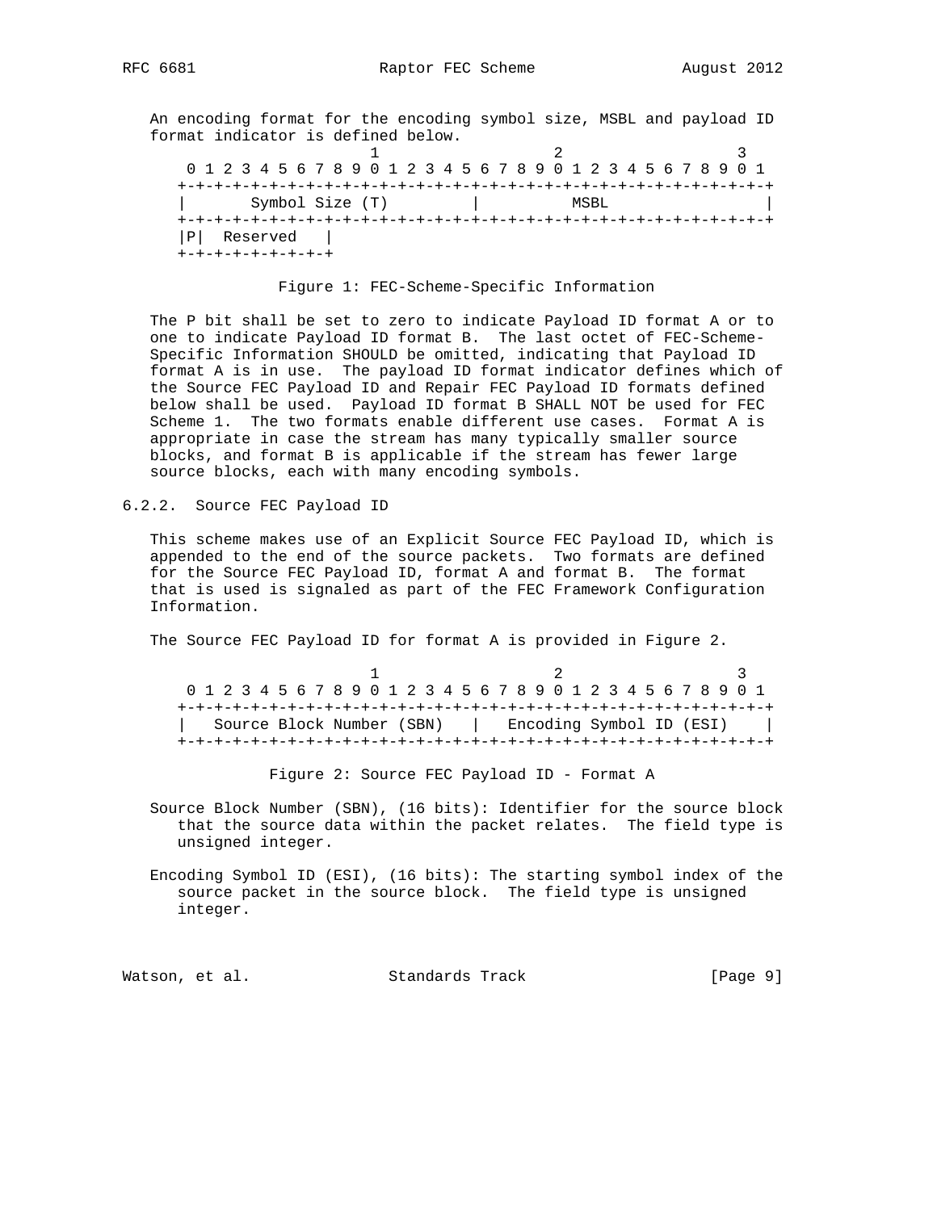An encoding format for the encoding symbol size, MSBL and payload ID format indicator is defined below.

```
                     1                   2                   3
 0 1 2 3 4 5 6 7 8 9 0 1 2 3 4 5 6 7 8 9 0 1 2 3 4 5 6 7 8 9 0 1
+-+-+-+-+-+-+-+-+-+-+-+-+-+-+-+-+-+-+-+-+-+-+-+-+-+-+-+-+-+-+-+-+
|       Symbol Size (T)         |          MSBL                 |
+-+-+-+-+-+-+-+-+-+-+-+-+-+-+-+-+-+-+-+-+-+-+-+-+-+-+-+-+-+-+-+-+
|P|  Reserved   |
+-+-+-+-+-+-+-+-+
```

Figure 1: FEC-Scheme-Specific Information

The P bit shall be set to zero to indicate Payload ID format A or to one to indicate Payload ID format B. The last octet of FEC-Scheme-Specific Information SHOULD be omitted, indicating that Payload ID format A is in use. The payload ID format indicator defines which of the Source FEC Payload ID and Repair FEC Payload ID formats defined below shall be used. Payload ID format B SHALL NOT be used for FEC Scheme 1. The two formats enable different use cases. Format A is appropriate in case the stream has many typically smaller source blocks, and format B is applicable if the stream has fewer large source blocks, each with many encoding symbols.

### 6.2.2. Source FEC Payload ID

This scheme makes use of an Explicit Source FEC Payload ID, which is appended to the end of the source packets. Two formats are defined for the Source FEC Payload ID, format A and format B. The format that is used is signaled as part of the FEC Framework Configuration Information.

The Source FEC Payload ID for format A is provided in Figure 2.

```
                     1                   2                   3
 0 1 2 3 4 5 6 7 8 9 0 1 2 3 4 5 6 7 8 9 0 1 2 3 4 5 6 7 8 9 0 1
+-+-+-+-+-+-+-+-+-+-+-+-+-+-+-+-+-+-+-+-+-+-+-+-+-+-+-+-+-+-+-+-+
|   Source Block Number (SBN)   |   Encoding Symbol ID (ESI)    |
+-+-+-+-+-+-+-+-+-+-+-+-+-+-+-+-+-+-+-+-+-+-+-+-+-+-+-+-+-+-+-+-+
```

Figure 2: Source FEC Payload ID - Format A

Source Block Number (SBN), (16 bits): Identifier for the source block that the source data within the packet relates. The field type is unsigned integer.

Encoding Symbol ID (ESI), (16 bits): The starting symbol index of the source packet in the source block. The field type is unsigned integer.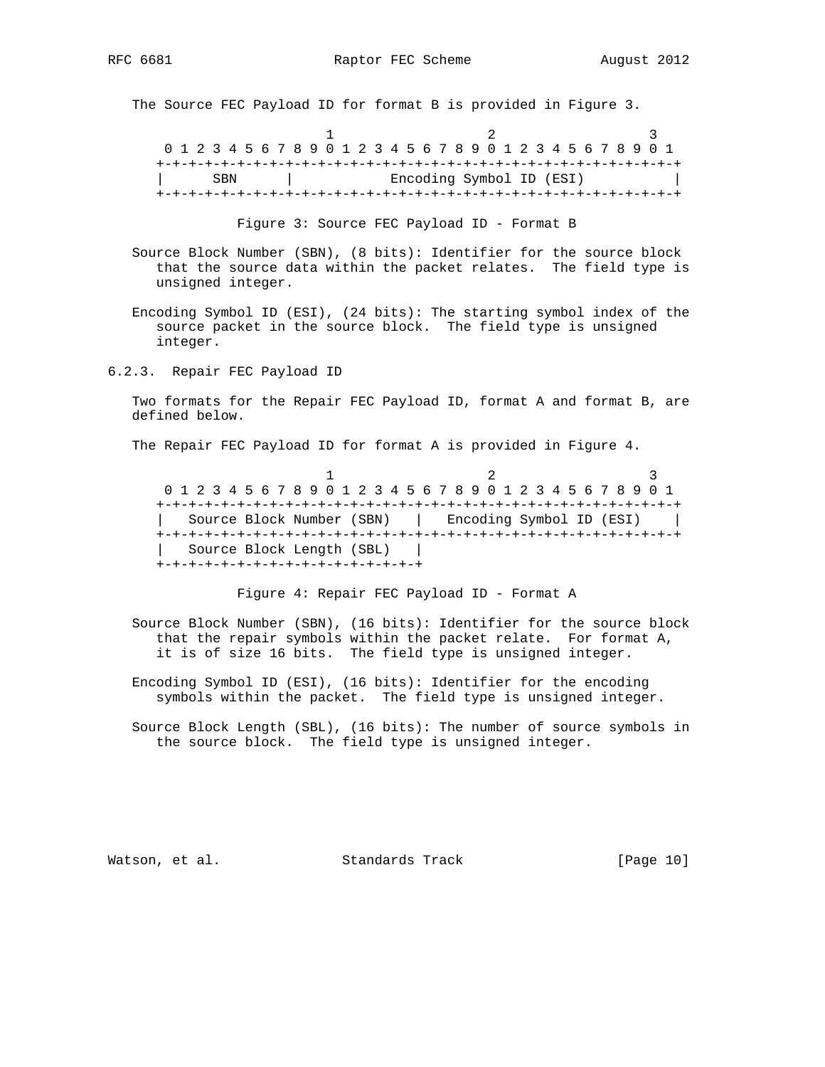The Source FEC Payload ID for format B is provided in Figure 3.

```
                     1                   2                   3
 0 1 2 3 4 5 6 7 8 9 0 1 2 3 4 5 6 7 8 9 0 1 2 3 4 5 6 7 8 9 0 1
+-+-+-+-+-+-+-+-+-+-+-+-+-+-+-+-+-+-+-+-+-+-+-+-+-+-+-+-+-+-+-+-+
|      SBN      |           Encoding Symbol ID (ESI)            |
+-+-+-+-+-+-+-+-+-+-+-+-+-+-+-+-+-+-+-+-+-+-+-+-+-+-+-+-+-+-+-+-+
```

Figure 3: Source FEC Payload ID - Format B

Source Block Number (SBN), (8 bits): Identifier for the source block that the source data within the packet relates. The field type is unsigned integer.

Encoding Symbol ID (ESI), (24 bits): The starting symbol index of the source packet in the source block. The field type is unsigned integer.

### 6.2.3. Repair FEC Payload ID

Two formats for the Repair FEC Payload ID, format A and format B, are defined below.

The Repair FEC Payload ID for format A is provided in Figure 4.

```
                     1                   2                   3
 0 1 2 3 4 5 6 7 8 9 0 1 2 3 4 5 6 7 8 9 0 1 2 3 4 5 6 7 8 9 0 1
+-+-+-+-+-+-+-+-+-+-+-+-+-+-+-+-+-+-+-+-+-+-+-+-+-+-+-+-+-+-+-+-+
|   Source Block Number (SBN)   |   Encoding Symbol ID (ESI)    |
+-+-+-+-+-+-+-+-+-+-+-+-+-+-+-+-+-+-+-+-+-+-+-+-+-+-+-+-+-+-+-+-+
|   Source Block Length (SBL)   |
+-+-+-+-+-+-+-+-+-+-+-+-+-+-+-+-+
```

Figure 4: Repair FEC Payload ID - Format A

Source Block Number (SBN), (16 bits): Identifier for the source block that the repair symbols within the packet relate. For format A, it is of size 16 bits. The field type is unsigned integer.

Encoding Symbol ID (ESI), (16 bits): Identifier for the encoding symbols within the packet. The field type is unsigned integer.

Source Block Length (SBL), (16 bits): The number of source symbols in the source block. The field type is unsigned integer.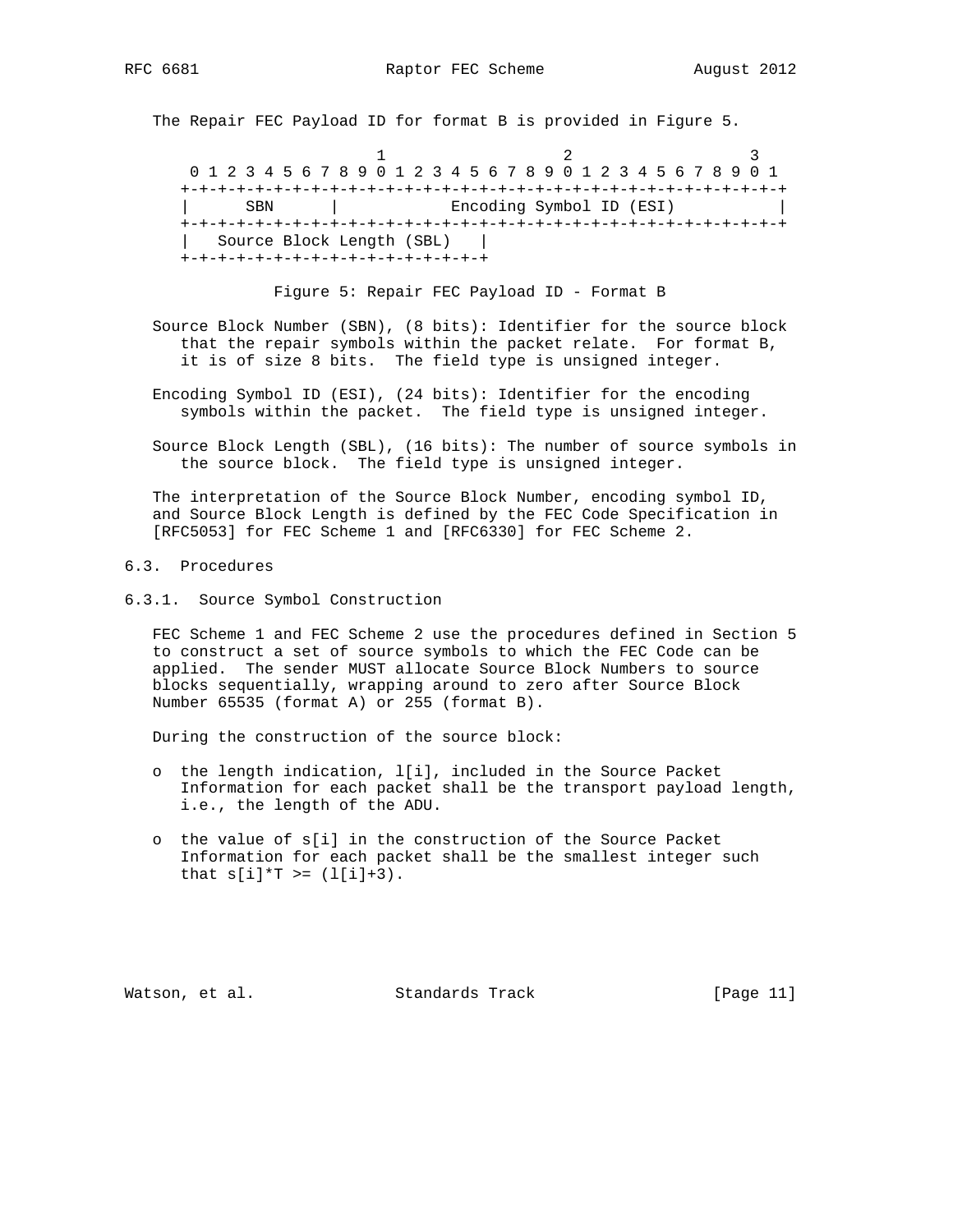The Repair FEC Payload ID for format B is provided in Figure 5.

```
                     1                   2                   3
 0 1 2 3 4 5 6 7 8 9 0 1 2 3 4 5 6 7 8 9 0 1 2 3 4 5 6 7 8 9 0 1
+-+-+-+-+-+-+-+-+-+-+-+-+-+-+-+-+-+-+-+-+-+-+-+-+-+-+-+-+-+-+-+-+
|      SBN      |           Encoding Symbol ID (ESI)            |
+-+-+-+-+-+-+-+-+-+-+-+-+-+-+-+-+-+-+-+-+-+-+-+-+-+-+-+-+-+-+-+-+
|   Source Block Length (SBL)   |
+-+-+-+-+-+-+-+-+-+-+-+-+-+-+-+-+
```

Figure 5: Repair FEC Payload ID - Format B

Source Block Number (SBN), (8 bits): Identifier for the source block that the repair symbols within the packet relate. For format B, it is of size 8 bits. The field type is unsigned integer.

Encoding Symbol ID (ESI), (24 bits): Identifier for the encoding symbols within the packet. The field type is unsigned integer.

Source Block Length (SBL), (16 bits): The number of source symbols in the source block. The field type is unsigned integer.

The interpretation of the Source Block Number, encoding symbol ID, and Source Block Length is defined by the FEC Code Specification in [RFC5053] for FEC Scheme 1 and [RFC6330] for FEC Scheme 2.

### 6.3. Procedures

#### 6.3.1. Source Symbol Construction

FEC Scheme 1 and FEC Scheme 2 use the procedures defined in Section 5 to construct a set of source symbols to which the FEC Code can be applied. The sender MUST allocate Source Block Numbers to source blocks sequentially, wrapping around to zero after Source Block Number 65535 (format A) or 255 (format B).

During the construction of the source block:

- the length indication, l[i], included in the Source Packet Information for each packet shall be the transport payload length, i.e., the length of the ADU.

- the value of s[i] in the construction of the Source Packet Information for each packet shall be the smallest integer such that s[i]*T >= (l[i]+3).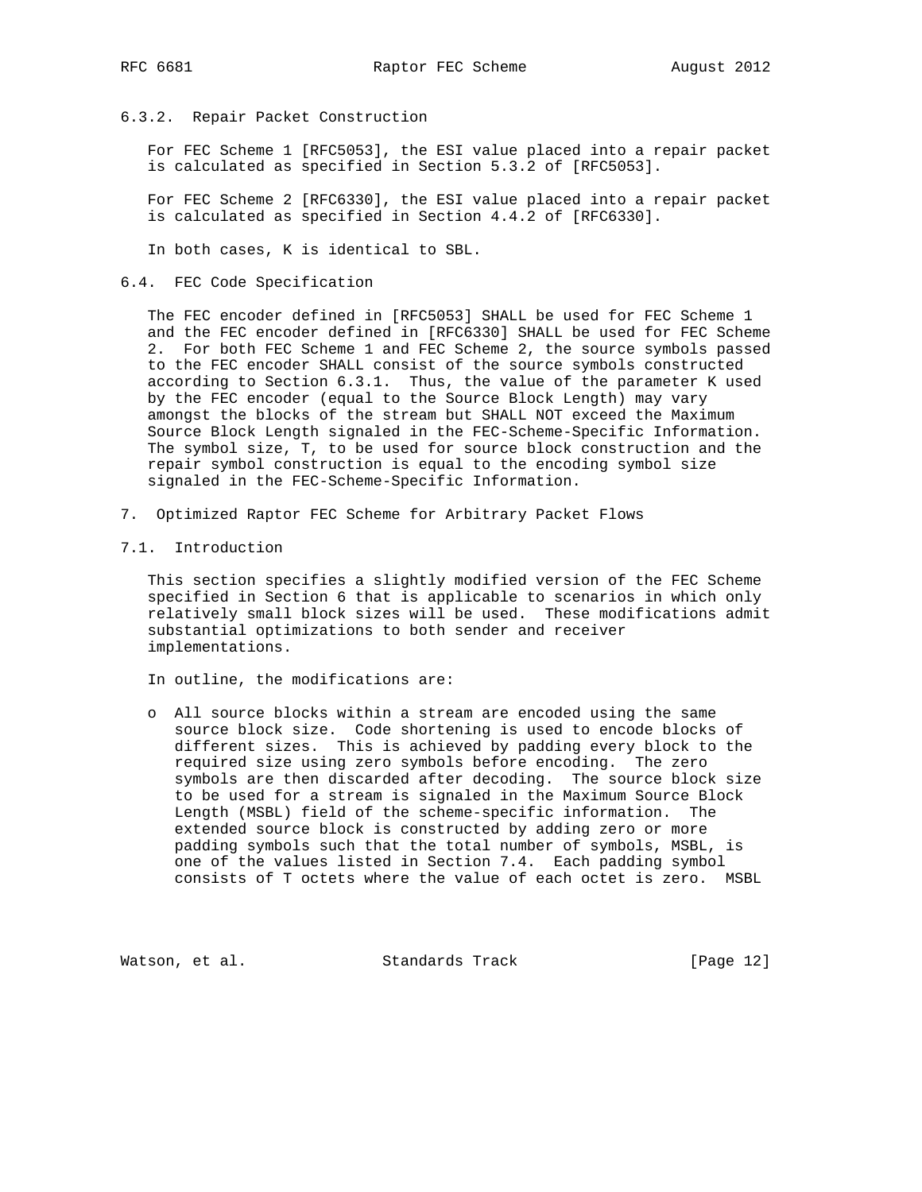#### 6.3.2. Repair Packet Construction

For FEC Scheme 1 [RFC5053], the ESI value placed into a repair packet is calculated as specified in Section 5.3.2 of [RFC5053].

For FEC Scheme 2 [RFC6330], the ESI value placed into a repair packet is calculated as specified in Section 4.4.2 of [RFC6330].

In both cases, K is identical to SBL.

### 6.4. FEC Code Specification

The FEC encoder defined in [RFC5053] SHALL be used for FEC Scheme 1 and the FEC encoder defined in [RFC6330] SHALL be used for FEC Scheme 2. For both FEC Scheme 1 and FEC Scheme 2, the source symbols passed to the FEC encoder SHALL consist of the source symbols constructed according to Section 6.3.1. Thus, the value of the parameter K used by the FEC encoder (equal to the Source Block Length) may vary amongst the blocks of the stream but SHALL NOT exceed the Maximum Source Block Length signaled in the FEC-Scheme-Specific Information. The symbol size, T, to be used for source block construction and the repair symbol construction is equal to the encoding symbol size signaled in the FEC-Scheme-Specific Information.

## 7. Optimized Raptor FEC Scheme for Arbitrary Packet Flows

### 7.1. Introduction

This section specifies a slightly modified version of the FEC Scheme specified in Section 6 that is applicable to scenarios in which only relatively small block sizes will be used. These modifications admit substantial optimizations to both sender and receiver implementations.

In outline, the modifications are:

- All source blocks within a stream are encoded using the same source block size. Code shortening is used to encode blocks of different sizes. This is achieved by padding every block to the required size using zero symbols before encoding. The zero symbols are then discarded after decoding. The source block size to be used for a stream is signaled in the Maximum Source Block Length (MSBL) field of the scheme-specific information. The extended source block is constructed by adding zero or more padding symbols such that the total number of symbols, MSBL, is one of the values listed in Section 7.4. Each padding symbol consists of T octets where the value of each octet is zero. MSBL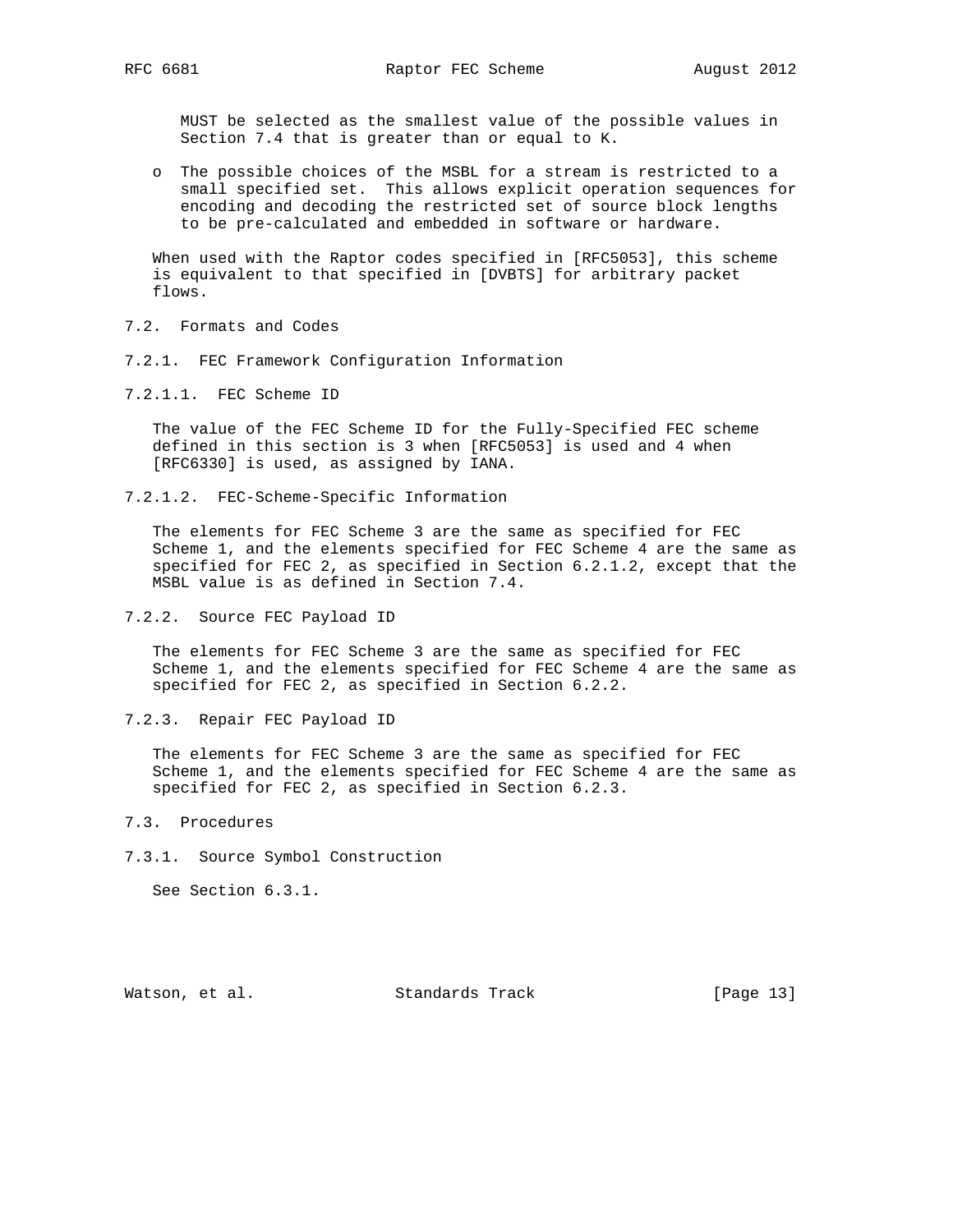MUST be selected as the smallest value of the possible values in Section 7.4 that is greater than or equal to K.

- The possible choices of the MSBL for a stream is restricted to a small specified set. This allows explicit operation sequences for encoding and decoding the restricted set of source block lengths to be pre-calculated and embedded in software or hardware.

When used with the Raptor codes specified in [RFC5053], this scheme is equivalent to that specified in [DVBTS] for arbitrary packet flows.

## 7.2. Formats and Codes

### 7.2.1. FEC Framework Configuration Information

#### 7.2.1.1. FEC Scheme ID

The value of the FEC Scheme ID for the Fully-Specified FEC scheme defined in this section is 3 when [RFC5053] is used and 4 when [RFC6330] is used, as assigned by IANA.

#### 7.2.1.2. FEC-Scheme-Specific Information

The elements for FEC Scheme 3 are the same as specified for FEC Scheme 1, and the elements specified for FEC Scheme 4 are the same as specified for FEC 2, as specified in Section 6.2.1.2, except that the MSBL value is as defined in Section 7.4.

### 7.2.2. Source FEC Payload ID

The elements for FEC Scheme 3 are the same as specified for FEC Scheme 1, and the elements specified for FEC Scheme 4 are the same as specified for FEC 2, as specified in Section 6.2.2.

### 7.2.3. Repair FEC Payload ID

The elements for FEC Scheme 3 are the same as specified for FEC Scheme 1, and the elements specified for FEC Scheme 4 are the same as specified for FEC 2, as specified in Section 6.2.3.

## 7.3. Procedures

### 7.3.1. Source Symbol Construction

See Section 6.3.1.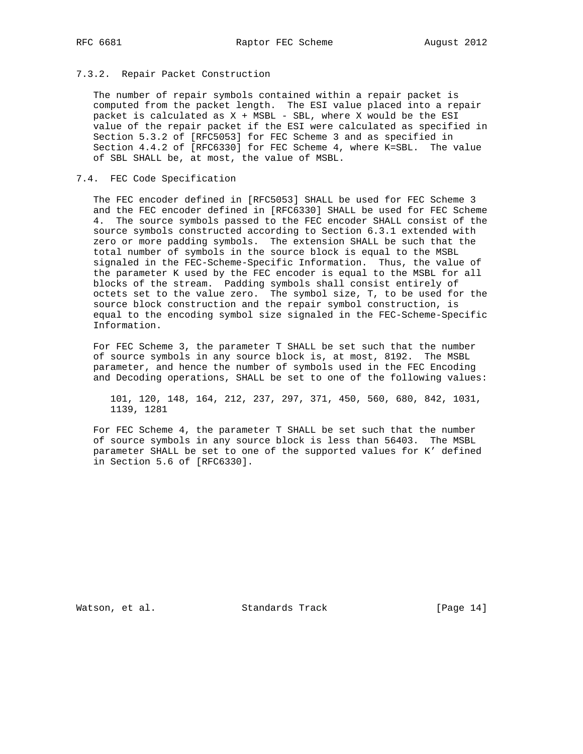### 7.3.2. Repair Packet Construction

The number of repair symbols contained within a repair packet is computed from the packet length. The ESI value placed into a repair packet is calculated as X + MSBL - SBL, where X would be the ESI value of the repair packet if the ESI were calculated as specified in Section 5.3.2 of [RFC5053] for FEC Scheme 3 and as specified in Section 4.4.2 of [RFC6330] for FEC Scheme 4, where K=SBL. The value of SBL SHALL be, at most, the value of MSBL.

## 7.4. FEC Code Specification

The FEC encoder defined in [RFC5053] SHALL be used for FEC Scheme 3 and the FEC encoder defined in [RFC6330] SHALL be used for FEC Scheme 4. The source symbols passed to the FEC encoder SHALL consist of the source symbols constructed according to Section 6.3.1 extended with zero or more padding symbols. The extension SHALL be such that the total number of symbols in the source block is equal to the MSBL signaled in the FEC-Scheme-Specific Information. Thus, the value of the parameter K used by the FEC encoder is equal to the MSBL for all blocks of the stream. Padding symbols shall consist entirely of octets set to the value zero. The symbol size, T, to be used for the source block construction and the repair symbol construction, is equal to the encoding symbol size signaled in the FEC-Scheme-Specific Information.

For FEC Scheme 3, the parameter T SHALL be set such that the number of source symbols in any source block is, at most, 8192. The MSBL parameter, and hence the number of symbols used in the FEC Encoding and Decoding operations, SHALL be set to one of the following values:

101, 120, 148, 164, 212, 237, 297, 371, 450, 560, 680, 842, 1031, 1139, 1281

For FEC Scheme 4, the parameter T SHALL be set such that the number of source symbols in any source block is less than 56403. The MSBL parameter SHALL be set to one of the supported values for K' defined in Section 5.6 of [RFC6330].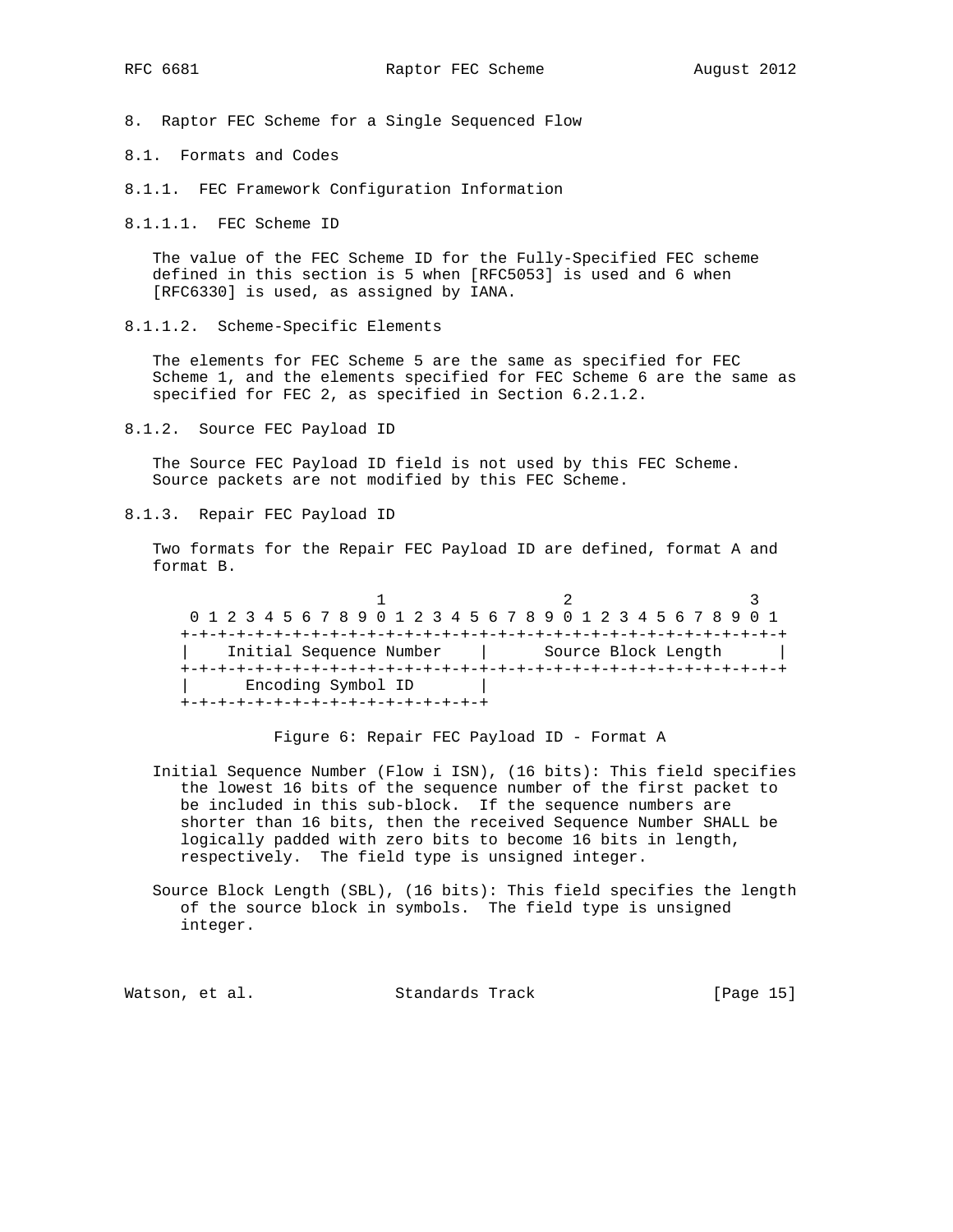## 8. Raptor FEC Scheme for a Single Sequenced Flow

### 8.1. Formats and Codes

#### 8.1.1. FEC Framework Configuration Information

##### 8.1.1.1. FEC Scheme ID

The value of the FEC Scheme ID for the Fully-Specified FEC scheme defined in this section is 5 when [RFC5053] is used and 6 when [RFC6330] is used, as assigned by IANA.

##### 8.1.1.2. Scheme-Specific Elements

The elements for FEC Scheme 5 are the same as specified for FEC Scheme 1, and the elements specified for FEC Scheme 6 are the same as specified for FEC 2, as specified in Section 6.2.1.2.

#### 8.1.2. Source FEC Payload ID

The Source FEC Payload ID field is not used by this FEC Scheme. Source packets are not modified by this FEC Scheme.

#### 8.1.3. Repair FEC Payload ID

Two formats for the Repair FEC Payload ID are defined, format A and format B.

```
                     1                   2                   3
 0 1 2 3 4 5 6 7 8 9 0 1 2 3 4 5 6 7 8 9 0 1 2 3 4 5 6 7 8 9 0 1
+-+-+-+-+-+-+-+-+-+-+-+-+-+-+-+-+-+-+-+-+-+-+-+-+-+-+-+-+-+-+-+-+
|    Initial Sequence Number    |      Source Block Length      |
+-+-+-+-+-+-+-+-+-+-+-+-+-+-+-+-+-+-+-+-+-+-+-+-+-+-+-+-+-+-+-+-+
|      Encoding Symbol ID       |
+-+-+-+-+-+-+-+-+-+-+-+-+-+-+-+-+
```

Figure 6: Repair FEC Payload ID - Format A

Initial Sequence Number (Flow i ISN), (16 bits): This field specifies the lowest 16 bits of the sequence number of the first packet to be included in this sub-block. If the sequence numbers are shorter than 16 bits, then the received Sequence Number SHALL be logically padded with zero bits to become 16 bits in length, respectively. The field type is unsigned integer.

Source Block Length (SBL), (16 bits): This field specifies the length of the source block in symbols. The field type is unsigned integer.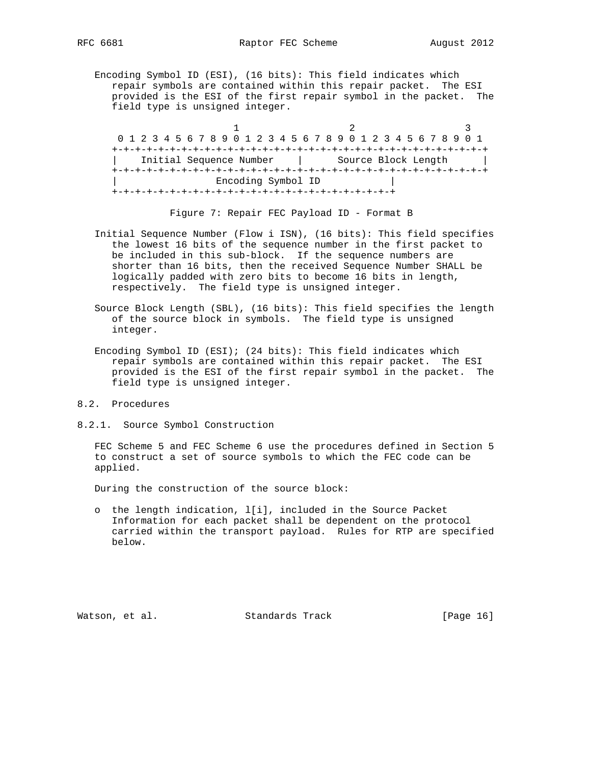Encoding Symbol ID (ESI), (16 bits): This field indicates which repair symbols are contained within this repair packet. The ESI provided is the ESI of the first repair symbol in the packet. The field type is unsigned integer.

```
                     1                   2                   3
 0 1 2 3 4 5 6 7 8 9 0 1 2 3 4 5 6 7 8 9 0 1 2 3 4 5 6 7 8 9 0 1
+-+-+-+-+-+-+-+-+-+-+-+-+-+-+-+-+-+-+-+-+-+-+-+-+-+-+-+-+-+-+-+-+
|    Initial Sequence Number    |      Source Block Length      |
+-+-+-+-+-+-+-+-+-+-+-+-+-+-+-+-+-+-+-+-+-+-+-+-+-+-+-+-+-+-+-+-+
|                 Encoding Symbol ID            |
+-+-+-+-+-+-+-+-+-+-+-+-+-+-+-+-+-+-+-+-+-+-+-+-+
```

Figure 7: Repair FEC Payload ID - Format B

Initial Sequence Number (Flow i ISN), (16 bits): This field specifies the lowest 16 bits of the sequence number in the first packet to be included in this sub-block. If the sequence numbers are shorter than 16 bits, then the received Sequence Number SHALL be logically padded with zero bits to become 16 bits in length, respectively. The field type is unsigned integer.

Source Block Length (SBL), (16 bits): This field specifies the length of the source block in symbols. The field type is unsigned integer.

Encoding Symbol ID (ESI); (24 bits): This field indicates which repair symbols are contained within this repair packet. The ESI provided is the ESI of the first repair symbol in the packet. The field type is unsigned integer.

## 8.2. Procedures

### 8.2.1. Source Symbol Construction

FEC Scheme 5 and FEC Scheme 6 use the procedures defined in Section 5 to construct a set of source symbols to which the FEC code can be applied.

During the construction of the source block:

- the length indication, l[i], included in the Source Packet Information for each packet shall be dependent on the protocol carried within the transport payload. Rules for RTP are specified below.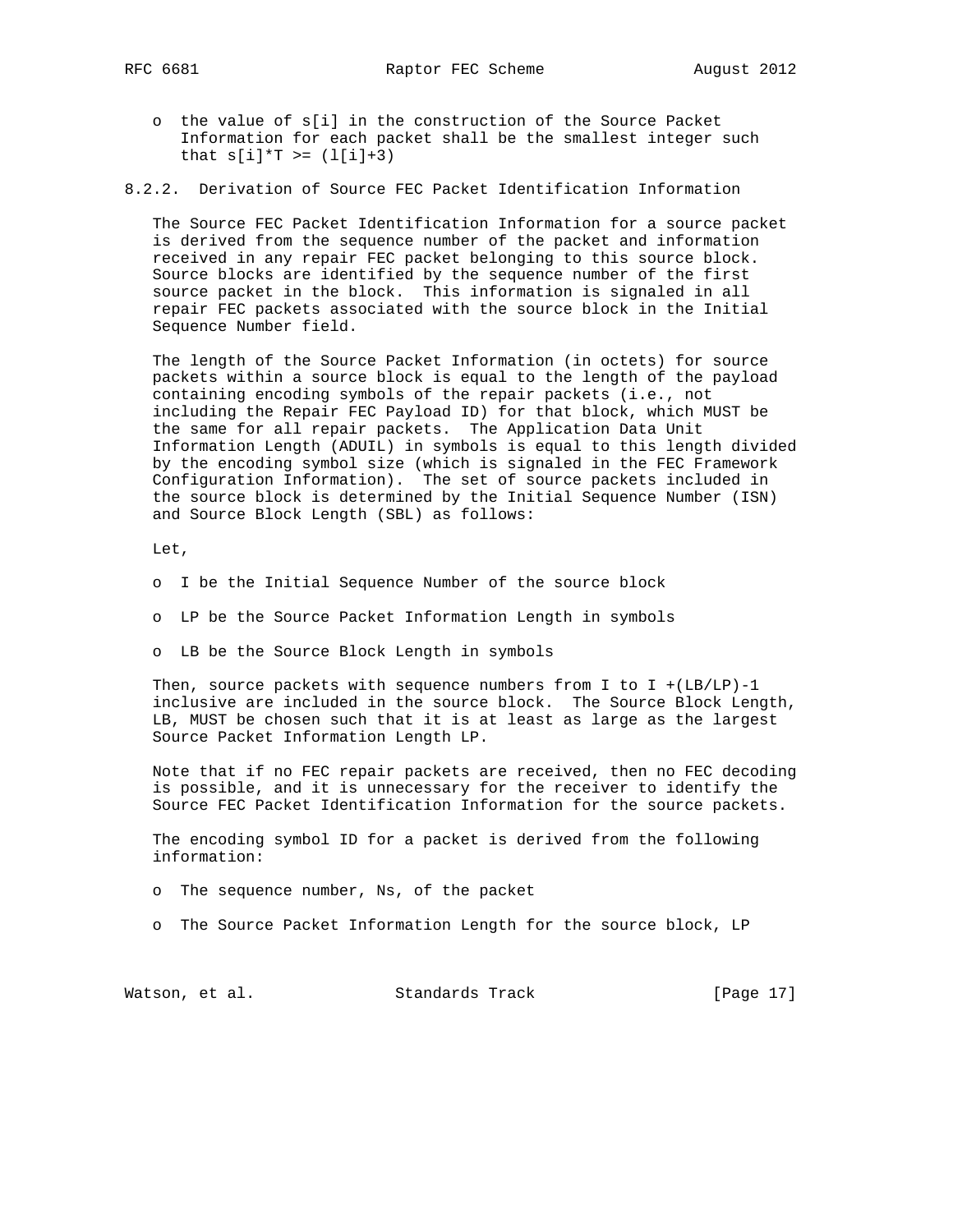- the value of s[i] in the construction of the Source Packet Information for each packet shall be the smallest integer such that $s[i]*T >= (l[i]+3)$

### 8.2.2. Derivation of Source FEC Packet Identification Information

The Source FEC Packet Identification Information for a source packet is derived from the sequence number of the packet and information received in any repair FEC packet belonging to this source block. Source blocks are identified by the sequence number of the first source packet in the block. This information is signaled in all repair FEC packets associated with the source block in the Initial Sequence Number field.

The length of the Source Packet Information (in octets) for source packets within a source block is equal to the length of the payload containing encoding symbols of the repair packets (i.e., not including the Repair FEC Payload ID) for that block, which MUST be the same for all repair packets. The Application Data Unit Information Length (ADUIL) in symbols is equal to this length divided by the encoding symbol size (which is signaled in the FEC Framework Configuration Information). The set of source packets included in the source block is determined by the Initial Sequence Number (ISN) and Source Block Length (SBL) as follows:

Let,

- I be the Initial Sequence Number of the source block
- LP be the Source Packet Information Length in symbols
- LB be the Source Block Length in symbols

Then, source packets with sequence numbers from I to I +(LB/LP)-1 inclusive are included in the source block. The Source Block Length, LB, MUST be chosen such that it is at least as large as the largest Source Packet Information Length LP.

Note that if no FEC repair packets are received, then no FEC decoding is possible, and it is unnecessary for the receiver to identify the Source FEC Packet Identification Information for the source packets.

The encoding symbol ID for a packet is derived from the following information:

- The sequence number, Ns, of the packet
- The Source Packet Information Length for the source block, LP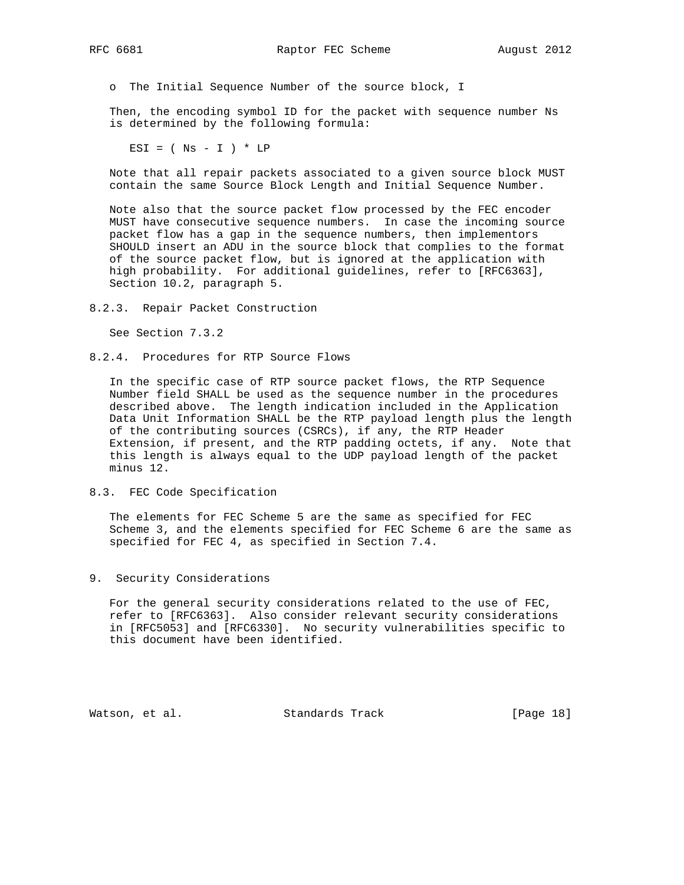- The Initial Sequence Number of the source block, I

Then, the encoding symbol ID for the packet with sequence number Ns is determined by the following formula:

$$ESI = ( Ns - I ) * LP$$

Note that all repair packets associated to a given source block MUST contain the same Source Block Length and Initial Sequence Number.

Note also that the source packet flow processed by the FEC encoder MUST have consecutive sequence numbers. In case the incoming source packet flow has a gap in the sequence numbers, then implementors SHOULD insert an ADU in the source block that complies to the format of the source packet flow, but is ignored at the application with high probability. For additional guidelines, refer to [RFC6363], Section 10.2, paragraph 5.

#### 8.2.3. Repair Packet Construction

See Section 7.3.2

#### 8.2.4. Procedures for RTP Source Flows

In the specific case of RTP source packet flows, the RTP Sequence Number field SHALL be used as the sequence number in the procedures described above. The length indication included in the Application Data Unit Information SHALL be the RTP payload length plus the length of the contributing sources (CSRCs), if any, the RTP Header Extension, if present, and the RTP padding octets, if any. Note that this length is always equal to the UDP payload length of the packet minus 12.

### 8.3. FEC Code Specification

The elements for FEC Scheme 5 are the same as specified for FEC Scheme 3, and the elements specified for FEC Scheme 6 are the same as specified for FEC 4, as specified in Section 7.4.

## 9. Security Considerations

For the general security considerations related to the use of FEC, refer to [RFC6363]. Also consider relevant security considerations in [RFC5053] and [RFC6330]. No security vulnerabilities specific to this document have been identified.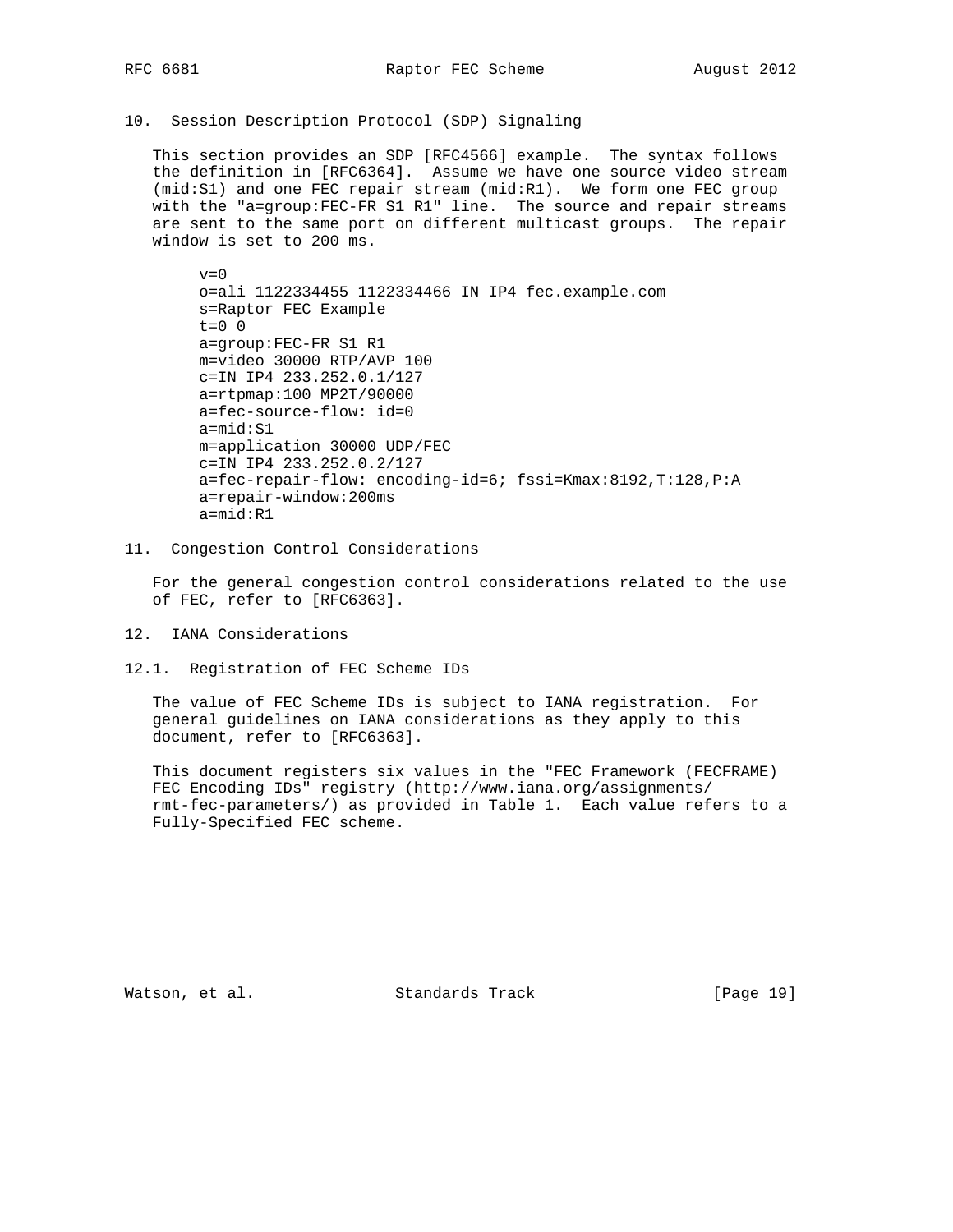## 10. Session Description Protocol (SDP) Signaling

This section provides an SDP [RFC4566] example. The syntax follows the definition in [RFC6364]. Assume we have one source video stream (mid:S1) and one FEC repair stream (mid:R1). We form one FEC group with the "a=group:FEC-FR S1 R1" line. The source and repair streams are sent to the same port on different multicast groups. The repair window is set to 200 ms.

```
v=0
o=ali 1122334455 1122334466 IN IP4 fec.example.com
s=Raptor FEC Example
t=0 0
a=group:FEC-FR S1 R1
m=video 30000 RTP/AVP 100
c=IN IP4 233.252.0.1/127
a=rtpmap:100 MP2T/90000
a=fec-source-flow: id=0
a=mid:S1
m=application 30000 UDP/FEC
c=IN IP4 233.252.0.2/127
a=fec-repair-flow: encoding-id=6; fssi=Kmax:8192,T:128,P:A
a=repair-window:200ms
a=mid:R1
```

## 11. Congestion Control Considerations

For the general congestion control considerations related to the use of FEC, refer to [RFC6363].

## 12. IANA Considerations

### 12.1. Registration of FEC Scheme IDs

The value of FEC Scheme IDs is subject to IANA registration. For general guidelines on IANA considerations as they apply to this document, refer to [RFC6363].

This document registers six values in the "FEC Framework (FECFRAME) FEC Encoding IDs" registry (http://www.iana.org/assignments/rmt-fec-parameters/) as provided in Table 1. Each value refers to a Fully-Specified FEC scheme.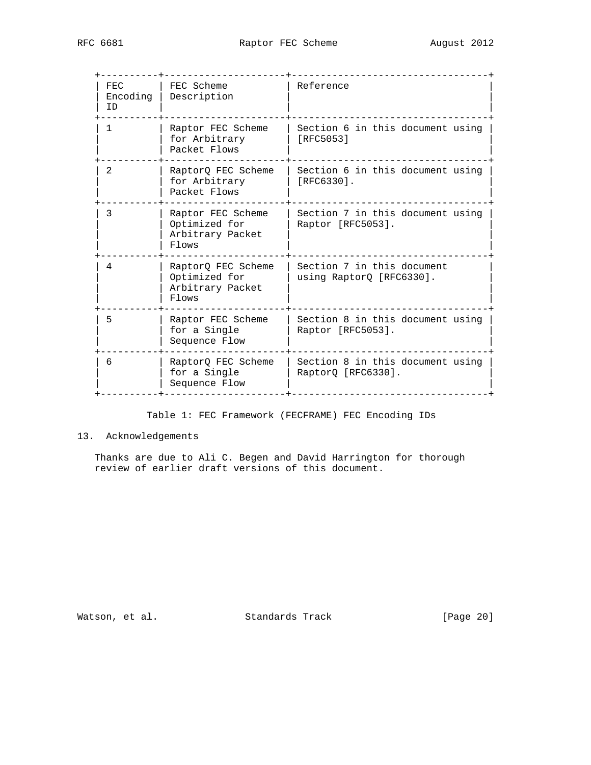| FEC Encoding ID | FEC Scheme Description | Reference |
|---|---|---|
| 1 | Raptor FEC Scheme for Arbitrary Packet Flows | Section 6 in this document using [RFC5053] |
| 2 | RaptorQ FEC Scheme for Arbitrary Packet Flows | Section 6 in this document using [RFC6330]. |
| 3 | Raptor FEC Scheme Optimized for Arbitrary Packet Flows | Section 7 in this document using Raptor [RFC5053]. |
| 4 | RaptorQ FEC Scheme Optimized for Arbitrary Packet Flows | Section 7 in this document using RaptorQ [RFC6330]. |
| 5 | Raptor FEC Scheme for a Single Sequence Flow | Section 8 in this document using Raptor [RFC5053]. |
| 6 | RaptorQ FEC Scheme for a Single Sequence Flow | Section 8 in this document using RaptorQ [RFC6330]. |

Table 1: FEC Framework (FECFRAME) FEC Encoding IDs

## 13. Acknowledgements

Thanks are due to Ali C. Begen and David Harrington for thorough review of earlier draft versions of this document.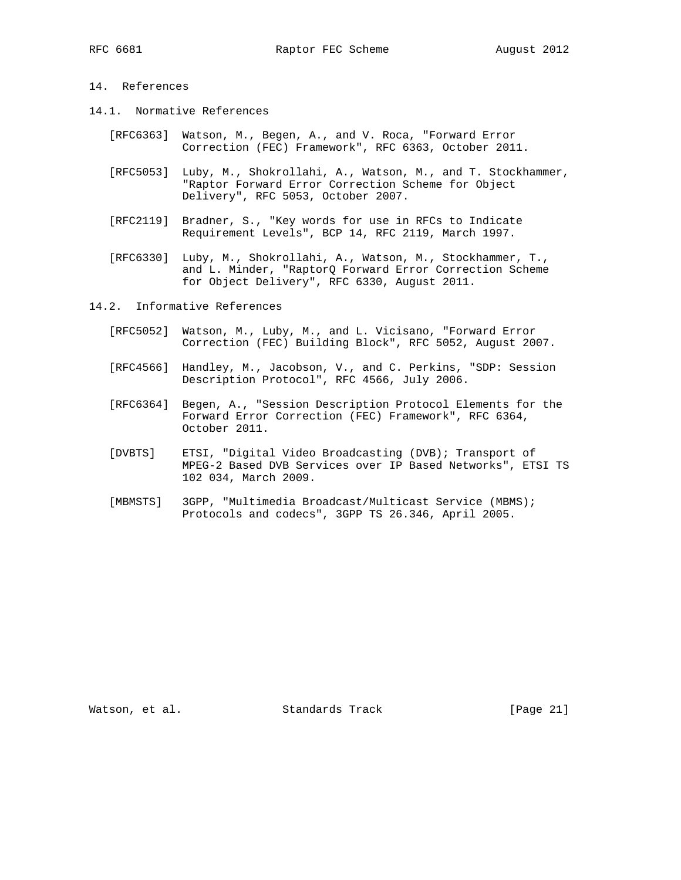## 14. References

### 14.1. Normative References

[RFC6363] Watson, M., Begen, A., and V. Roca, "Forward Error Correction (FEC) Framework", RFC 6363, October 2011.

[RFC5053] Luby, M., Shokrollahi, A., Watson, M., and T. Stockhammer, "Raptor Forward Error Correction Scheme for Object Delivery", RFC 5053, October 2007.

[RFC2119] Bradner, S., "Key words for use in RFCs to Indicate Requirement Levels", BCP 14, RFC 2119, March 1997.

[RFC6330] Luby, M., Shokrollahi, A., Watson, M., Stockhammer, T., and L. Minder, "RaptorQ Forward Error Correction Scheme for Object Delivery", RFC 6330, August 2011.

### 14.2. Informative References

[RFC5052] Watson, M., Luby, M., and L. Vicisano, "Forward Error Correction (FEC) Building Block", RFC 5052, August 2007.

[RFC4566] Handley, M., Jacobson, V., and C. Perkins, "SDP: Session Description Protocol", RFC 4566, July 2006.

[RFC6364] Begen, A., "Session Description Protocol Elements for the Forward Error Correction (FEC) Framework", RFC 6364, October 2011.

[DVBTS] ETSI, "Digital Video Broadcasting (DVB); Transport of MPEG-2 Based DVB Services over IP Based Networks", ETSI TS 102 034, March 2009.

[MBMSTS] 3GPP, "Multimedia Broadcast/Multicast Service (MBMS); Protocols and codecs", 3GPP TS 26.346, April 2005.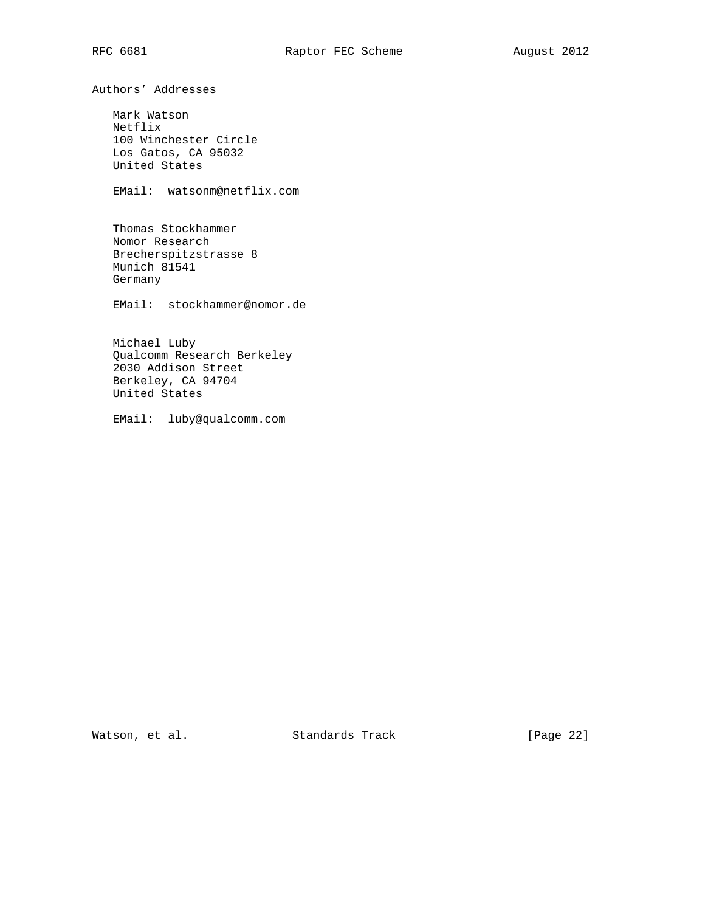## Authors' Addresses

Mark Watson
Netflix
100 Winchester Circle
Los Gatos, CA 95032
United States

EMail: watsonm@netflix.com

Thomas Stockhammer
Nomor Research
Brecherspitzstrasse 8
Munich 81541
Germany

EMail: stockhammer@nomor.de

Michael Luby
Qualcomm Research Berkeley
2030 Addison Street
Berkeley, CA 94704
United States

EMail: luby@qualcomm.com